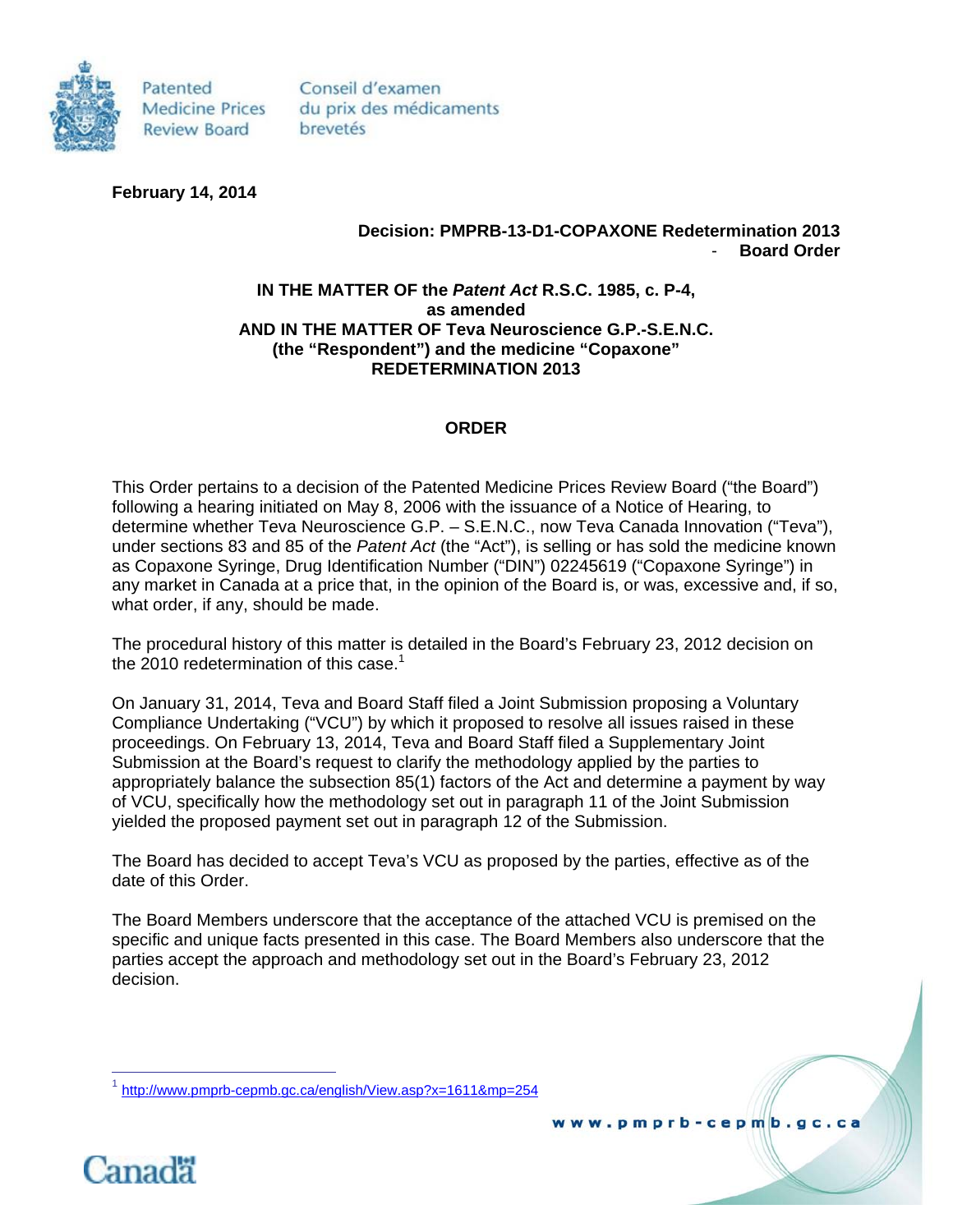Patented Medicine Prices Review Board

Conseil d'examen du prix des médicaments brevetés

**February 14, 2014**

**Decision: PMPRB-13-D1-COPAXONE Redetermination 2013 - Board Order**

**IN THE MATTER OF the *Patent Act* R.S.C. 1985, c. P-4, as amended**
**AND IN THE MATTER OF Teva Neuroscience G.P.-S.E.N.C. (the "Respondent") and the medicine "Copaxone"**
**REDETERMINATION 2013**

## ORDER

This Order pertains to a decision of the Patented Medicine Prices Review Board ("the Board") following a hearing initiated on May 8, 2006 with the issuance of a Notice of Hearing, to determine whether Teva Neuroscience G.P. – S.E.N.C., now Teva Canada Innovation ("Teva"), under sections 83 and 85 of the *Patent Act* (the "Act"), is selling or has sold the medicine known as Copaxone Syringe, Drug Identification Number ("DIN") 02245619 ("Copaxone Syringe") in any market in Canada at a price that, in the opinion of the Board is, or was, excessive and, if so, what order, if any, should be made.

The procedural history of this matter is detailed in the Board's February 23, 2012 decision on the 2010 redetermination of this case.[1]

On January 31, 2014, Teva and Board Staff filed a Joint Submission proposing a Voluntary Compliance Undertaking ("VCU") by which it proposed to resolve all issues raised in these proceedings. On February 13, 2014, Teva and Board Staff filed a Supplementary Joint Submission at the Board's request to clarify the methodology applied by the parties to appropriately balance the subsection 85(1) factors of the Act and determine a payment by way of VCU, specifically how the methodology set out in paragraph 11 of the Joint Submission yielded the proposed payment set out in paragraph 12 of the Submission.

The Board has decided to accept Teva's VCU as proposed by the parties, effective as of the date of this Order.

The Board Members underscore that the acceptance of the attached VCU is premised on the specific and unique facts presented in this case. The Board Members also underscore that the parties accept the approach and methodology set out in the Board's February 23, 2012 decision.

[1] http://www.pmprb-cepmb.gc.ca/english/View.asp?x=1611&mp=254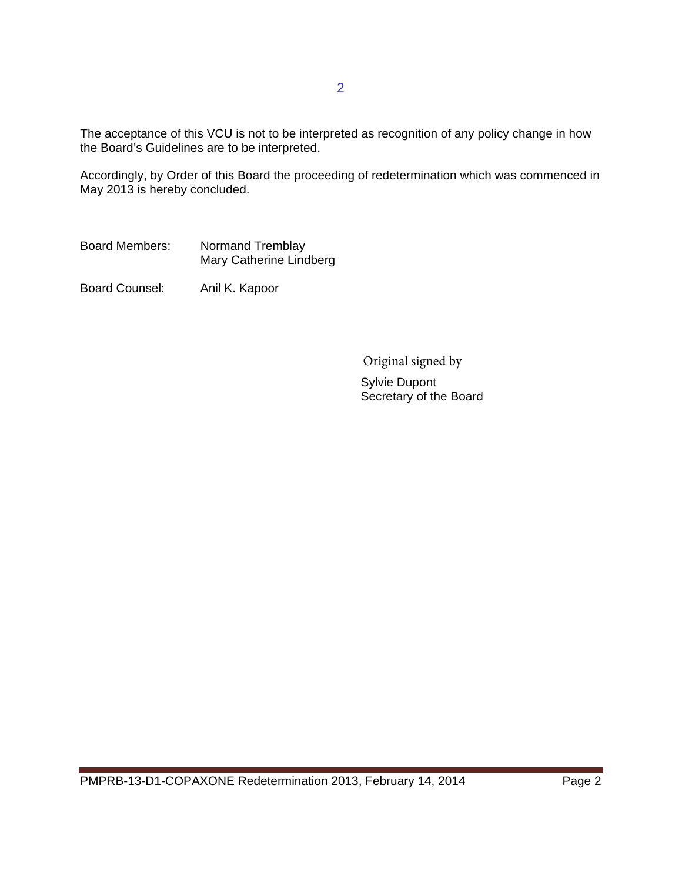The acceptance of this VCU is not to be interpreted as recognition of any policy change in how the Board's Guidelines are to be interpreted.

Accordingly, by Order of this Board the proceeding of redetermination which was commenced in May 2013 is hereby concluded.

Board Members: Normand Tremblay
Mary Catherine Lindberg

Board Counsel: Anil K. Kapoor

Original signed by

Sylvie Dupont
Secretary of the Board